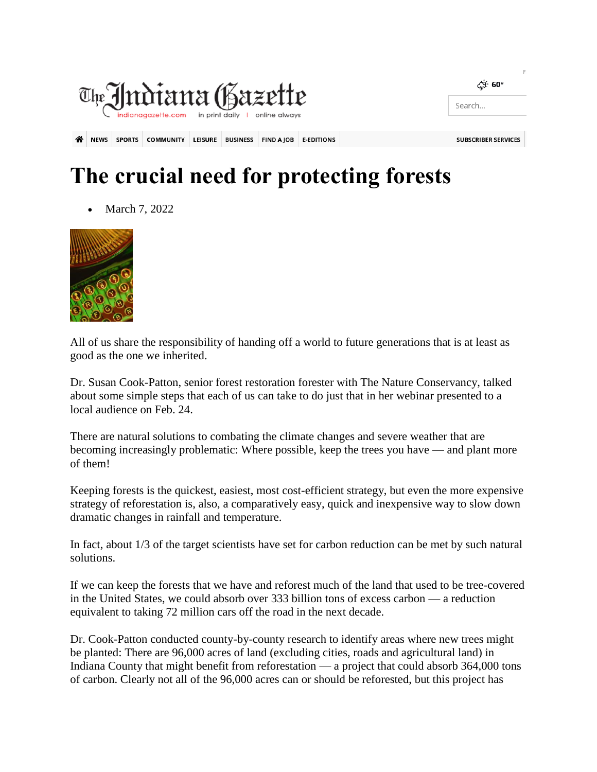# The crucial need for protecting forests

- March 7, 2022

All of us share the responsibility of handing off a world to future generations that is at least as good as the one we inherited.

Dr. Susan Cook-Patton, senior forest restoration forester with The Nature Conservancy, talked about some simple steps that each of us can take to do just that in her webinar presented to a local audience on Feb. 24.

There are natural solutions to combating the climate changes and severe weather that are becoming increasingly problematic: Where possible, keep the trees you have — and plant more of them!

Keeping forests is the quickest, easiest, most cost-efficient strategy, but even the more expensive strategy of reforestation is, also, a comparatively easy, quick and inexpensive way to slow down dramatic changes in rainfall and temperature.

In fact, about 1/3 of the target scientists have set for carbon reduction can be met by such natural solutions.

If we can keep the forests that we have and reforest much of the land that used to be tree-covered in the United States, we could absorb over 333 billion tons of excess carbon — a reduction equivalent to taking 72 million cars off the road in the next decade.

Dr. Cook-Patton conducted county-by-county research to identify areas where new trees might be planted: There are 96,000 acres of land (excluding cities, roads and agricultural land) in Indiana County that might benefit from reforestation — a project that could absorb 364,000 tons of carbon. Clearly not all of the 96,000 acres can or should be reforested, but this project has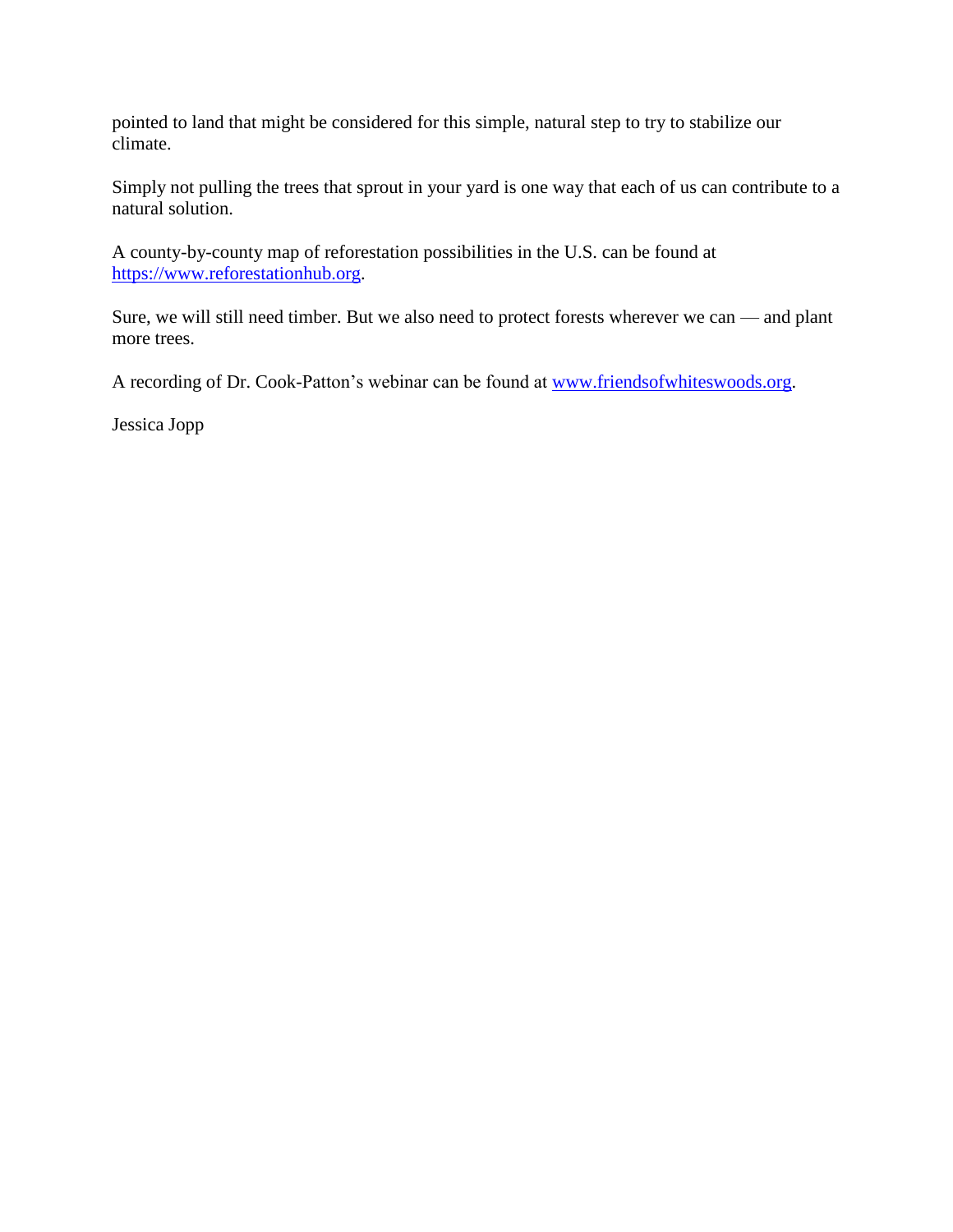pointed to land that might be considered for this simple, natural step to try to stabilize our climate.

Simply not pulling the trees that sprout in your yard is one way that each of us can contribute to a natural solution.

A county-by-county map of reforestation possibilities in the U.S. can be found at https://www.reforestationhub.org.

Sure, we will still need timber. But we also need to protect forests wherever we can — and plant more trees.

A recording of Dr. Cook-Patton's webinar can be found at www.friendsofwhiteswoods.org.

Jessica Jopp